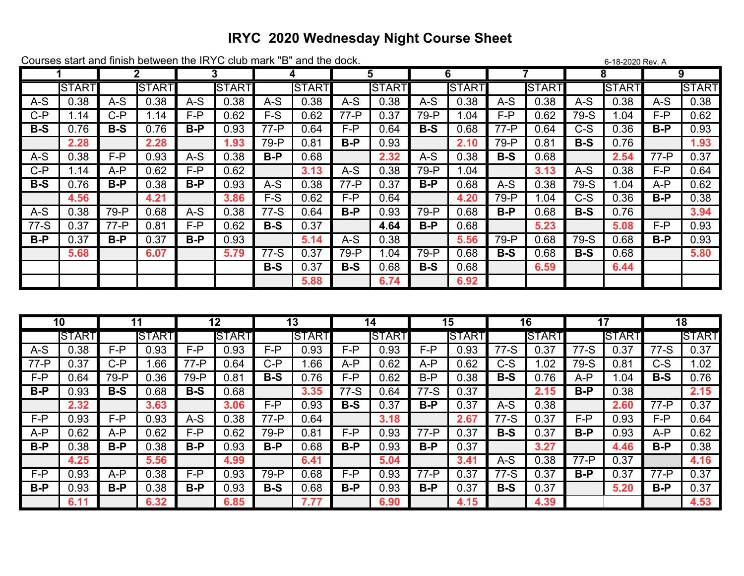# IRYC 2020 Wednesday Night Course Sheet

Courses start and finish between the IRYC club mark "B" and the dock.

6-18-2020 Rev. A

| 1 | | 2 | | 3 | | 4 | | 5 | | 6 | | 7 | | 8 | | 9 | |
|---|---|---|---|---|---|---|---|---|---|---|---|---|---|---|---|---|---|
| | START | | START | | START | | START | | START | | START | | START | | START | | START |
| A-S | 0.38 | A-S | 0.38 | A-S | 0.38 | A-S | 0.38 | A-S | 0.38 | A-S | 0.38 | A-S | 0.38 | A-S | 0.38 | A-S | 0.38 |
| C-P | 1.14 | C-P | 1.14 | F-P | 0.62 | F-S | 0.62 | 77-P | 0.37 | 79-P | 1.04 | F-P | 0.62 | 79-S | 1.04 | F-P | 0.62 |
| **B-S** | 0.76 | **B-S** | 0.76 | **B-P** | 0.93 | 77-P | 0.64 | F-P | 0.64 | **B-S** | 0.68 | 77-P | 0.64 | C-S | 0.36 | **B-P** | 0.93 |
| | **2.28** | | **2.28** | | **1.93** | 79-P | 0.81 | **B-P** | 0.93 | | **2.10** | 79-P | 0.81 | **B-S** | 0.76 | | **1.93** |
| A-S | 0.38 | F-P | 0.93 | A-S | 0.38 | **B-P** | 0.68 | | **2.32** | A-S | 0.38 | **B-S** | 0.68 | | **2.54** | 77-P | 0.37 |
| C-P | 1.14 | A-P | 0.62 | F-P | 0.62 | | **3.13** | A-S | 0.38 | 79-P | 1.04 | | **3.13** | A-S | 0.38 | F-P | 0.64 |
| **B-S** | 0.76 | **B-P** | 0.38 | **B-P** | 0.93 | A-S | 0.38 | 77-P | 0.37 | **B-P** | 0.68 | A-S | 0.38 | 79-S | 1.04 | A-P | 0.62 |
| | **4.56** | | **4.21** | | **3.86** | F-S | 0.62 | F-P | 0.64 | | **4.20** | 79-P | 1.04 | C-S | 0.36 | **B-P** | 0.38 |
| A-S | 0.38 | 79-P | 0.68 | A-S | 0.38 | 77-S | 0.64 | **B-P** | 0.93 | 79-P | 0.68 | **B-P** | 0.68 | **B-S** | 0.76 | | **3.94** |
| 77-S | 0.37 | 77-P | 0.81 | F-P | 0.62 | **B-S** | 0.37 | | **4.64** | **B-P** | 0.68 | | **5.23** | | **5.08** | F-P | 0.93 |
| **B-P** | 0.37 | **B-P** | 0.37 | **B-P** | 0.93 | | **5.14** | A-S | 0.38 | | **5.56** | 79-P | 0.68 | 79-S | 0.68 | **B-P** | 0.93 |
| | **5.68** | | **6.07** | | **5.79** | 77-S | 0.37 | 79-P | 1.04 | 79-P | 0.68 | **B-S** | 0.68 | **B-S** | 0.68 | | **5.80** |
| | | | | | | **B-S** | 0.37 | **B-S** | 0.68 | **B-S** | 0.68 | | **6.59** | | **6.44** | | |
| | | | | | | | **5.88** | | **6.74** | | **6.92** | | | | | | |

| 10 | | 11 | | 12 | | 13 | | 14 | | 15 | | 16 | | 17 | | 18 | |
|---|---|---|---|---|---|---|---|---|---|---|---|---|---|---|---|---|---|
| | START | | START | | START | | START | | START | | START | | START | | START | | START |
| A-S | 0.38 | F-P | 0.93 | F-P | 0.93 | F-P | 0.93 | F-P | 0.93 | F-P | 0.93 | 77-S | 0.37 | 77-S | 0.37 | 77-S | 0.37 |
| 77-P | 0.37 | C-P | 1.66 | 77-P | 0.64 | C-P | 1.66 | A-P | 0.62 | A-P | 0.62 | C-S | 1.02 | 79-S | 0.81 | C-S | 1.02 |
| F-P | 0.64 | 79-P | 0.36 | 79-P | 0.81 | **B-S** | 0.76 | F-P | 0.62 | B-P | 0.38 | **B-S** | 0.76 | A-P | 1.04 | **B-S** | 0.76 |
| **B-P** | 0.93 | **B-S** | 0.68 | **B-S** | 0.68 | | **3.35** | 77-S | 0.64 | 77-S | 0.37 | | **2.15** | **B-P** | 0.38 | | **2.15** |
| | **2.32** | | **3.63** | | **3.06** | F-P | 0.93 | **B-S** | 0.37 | **B-P** | 0.37 | A-S | 0.38 | | **2.60** | 77-P | 0.37 |
| F-P | 0.93 | F-P | 0.93 | A-S | 0.38 | 77-P | 0.64 | | **3.18** | | **2.67** | 77-S | 0.37 | F-P | 0.93 | F-P | 0.64 |
| A-P | 0.62 | A-P | 0.62 | F-P | 0.62 | 79-P | 0.81 | F-P | 0.93 | 77-P | 0.37 | **B-S** | 0.37 | **B-P** | 0.93 | A-P | 0.62 |
| **B-P** | 0.38 | **B-P** | 0.38 | **B-P** | 0.93 | **B-P** | 0.68 | **B-P** | 0.93 | **B-P** | 0.37 | | **3.27** | | **4.46** | **B-P** | 0.38 |
| | **4.25** | | **5.56** | | **4.99** | | **6.41** | | **5.04** | | **3.41** | A-S | 0.38 | 77-P | 0.37 | | **4.16** |
| F-P | 0.93 | A-P | 0.38 | F-P | 0.93 | 79-P | 0.68 | F-P | 0.93 | 77-P | 0.37 | 77-S | 0.37 | **B-P** | 0.37 | 77-P | 0.37 |
| **B-P** | 0.93 | **B-P** | 0.38 | **B-P** | 0.93 | **B-S** | 0.68 | **B-P** | 0.93 | **B-P** | 0.37 | **B-S** | 0.37 | | **5.20** | **B-P** | 0.37 |
| | **6.11** | | **6.32** | | **6.85** | | **7.77** | | **6.90** | | **4.15** | | **4.39** | | | | **4.53** |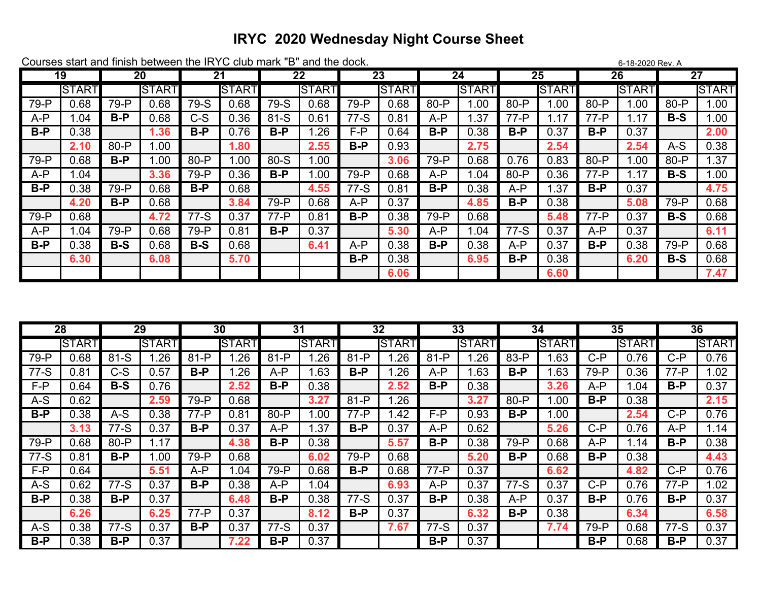# IRYC 2020 Wednesday Night Course Sheet

Courses start and finish between the IRYC club mark "B" and the dock.

6-18-2020 Rev. A

| 19 | | 20 | | 21 | | 22 | | 23 | | 24 | | 25 | | 26 | | 27 | |
|---|---|---|---|---|---|---|---|---|---|---|---|---|---|---|---|---|---|
| | START | | START | | START | | START | | START | | START | | START | | START | | START |
| 79-P | 0.68 | 79-P | 0.68 | 79-S | 0.68 | 79-S | 0.68 | 79-P | 0.68 | 80-P | 1.00 | 80-P | 1.00 | 80-P | 1.00 | 80-P | 1.00 |
| A-P | 1.04 | **B-P** | 0.68 | C-S | 0.36 | 81-S | 0.61 | 77-S | 0.81 | A-P | 1.37 | 77-P | 1.17 | 77-P | 1.17 | **B-S** | 1.00 |
| **B-P** | 0.38 | | **1.36** | **B-P** | 0.76 | **B-P** | 1.26 | F-P | 0.64 | **B-P** | 0.38 | **B-P** | 0.37 | **B-P** | 0.37 | | **2.00** |
| | **2.10** | 80-P | 1.00 | | **1.80** | | **2.55** | **B-P** | 0.93 | | **2.75** | | **2.54** | | **2.54** | A-S | 0.38 |
| 79-P | 0.68 | **B-P** | 1.00 | 80-P | 1.00 | 80-S | 1.00 | | **3.06** | 79-P | 0.68 | 0.76 | 0.83 | 80-P | 1.00 | 80-P | 1.37 |
| A-P | 1.04 | | **3.36** | 79-P | 0.36 | **B-P** | 1.00 | 79-P | 0.68 | A-P | 1.04 | 80-P | 0.36 | 77-P | 1.17 | **B-S** | 1.00 |
| **B-P** | 0.38 | 79-P | 0.68 | **B-P** | 0.68 | | **4.55** | 77-S | 0.81 | **B-P** | 0.38 | A-P | 1.37 | **B-P** | 0.37 | | **4.75** |
| | **4.20** | **B-P** | 0.68 | | **3.84** | 79-P | 0.68 | A-P | 0.37 | | **4.85** | **B-P** | 0.38 | | **5.08** | 79-P | 0.68 |
| 79-P | 0.68 | | **4.72** | 77-S | 0.37 | 77-P | 0.81 | **B-P** | 0.38 | 79-P | 0.68 | | **5.48** | 77-P | 0.37 | **B-S** | 0.68 |
| A-P | 1.04 | 79-P | 0.68 | 79-P | 0.81 | **B-P** | 0.37 | | **5.30** | A-P | 1.04 | 77-S | 0.37 | A-P | 0.37 | | **6.11** |
| **B-P** | 0.38 | **B-S** | 0.68 | **B-S** | 0.68 | | **6.41** | A-P | 0.38 | **B-P** | 0.38 | A-P | 0.37 | **B-P** | 0.38 | 79-P | 0.68 |
| | **6.30** | | **6.08** | | **5.70** | | | **B-P** | 0.38 | | **6.95** | **B-P** | 0.38 | | **6.20** | **B-S** | 0.68 |
| | | | | | | | | | **6.06** | | | | **6.60** | | | | **7.47** |

| 28 | | 29 | | 30 | | 31 | | 32 | | 33 | | 34 | | 35 | | 36 | |
|---|---|---|---|---|---|---|---|---|---|---|---|---|---|---|---|---|---|
| | START | | START | | START | | START | | START | | START | | START | | START | | START |
| 79-P | 0.68 | 81-S | 1.26 | 81-P | 1.26 | 81-P | 1.26 | 81-P | 1.26 | 81-P | 1.26 | 83-P | 1.63 | C-P | 0.76 | C-P | 0.76 |
| 77-S | 0.81 | C-S | 0.57 | **B-P** | 1.26 | A-P | 1.63 | **B-P** | 1.26 | A-P | 1.63 | **B-P** | 1.63 | 79-P | 0.36 | 77-P | 1.02 |
| F-P | 0.64 | **B-S** | 0.76 | | **2.52** | **B-P** | 0.38 | | **2.52** | **B-P** | 0.38 | | **3.26** | A-P | 1.04 | **B-P** | 0.37 |
| A-S | 0.62 | | **2.59** | 79-P | 0.68 | | **3.27** | 81-P | 1.26 | | **3.27** | 80-P | 1.00 | **B-P** | 0.38 | | **2.15** |
| **B-P** | 0.38 | A-S | 0.38 | 77-P | 0.81 | 80-P | 1.00 | 77-P | 1.42 | F-P | 0.93 | **B-P** | 1.00 | | **2.54** | C-P | 0.76 |
| | **3.13** | 77-S | 0.37 | **B-P** | 0.37 | A-P | 1.37 | **B-P** | 0.37 | A-P | 0.62 | | **5.26** | C-P | 0.76 | A-P | 1.14 |
| 79-P | 0.68 | 80-P | 1.17 | | **4.38** | **B-P** | 0.38 | | **5.57** | **B-P** | 0.38 | 79-P | 0.68 | A-P | 1.14 | **B-P** | 0.38 |
| 77-S | 0.81 | **B-P** | 1.00 | 79-P | 0.68 | | **6.02** | 79-P | 0.68 | | **5.20** | **B-P** | 0.68 | **B-P** | 0.38 | | **4.43** |
| F-P | 0.64 | | **5.51** | A-P | 1.04 | 79-P | 0.68 | **B-P** | 0.68 | 77-P | 0.37 | | **6.62** | | **4.82** | C-P | 0.76 |
| A-S | 0.62 | 77-S | 0.37 | **B-P** | 0.38 | A-P | 1.04 | | **6.93** | A-P | 0.37 | 77-S | 0.37 | C-P | 0.76 | 77-P | 1.02 |
| **B-P** | 0.38 | **B-P** | 0.37 | | **6.48** | **B-P** | 0.38 | 77-S | 0.37 | **B-P** | 0.38 | A-P | 0.37 | **B-P** | 0.76 | **B-P** | 0.37 |
| | **6.26** | | **6.25** | 77-P | 0.37 | | **8.12** | **B-P** | 0.37 | | **6.32** | **B-P** | 0.38 | | **6.34** | | **6.58** |
| A-S | 0.38 | 77-S | 0.37 | **B-P** | 0.37 | 77-S | 0.37 | | **7.67** | 77-S | 0.37 | | **7.74** | 79-P | 0.68 | 77-S | 0.37 |
| **B-P** | 0.38 | **B-P** | 0.37 | | **7.22** | **B-P** | 0.37 | | | **B-P** | 0.37 | | | **B-P** | 0.68 | **B-P** | 0.37 |